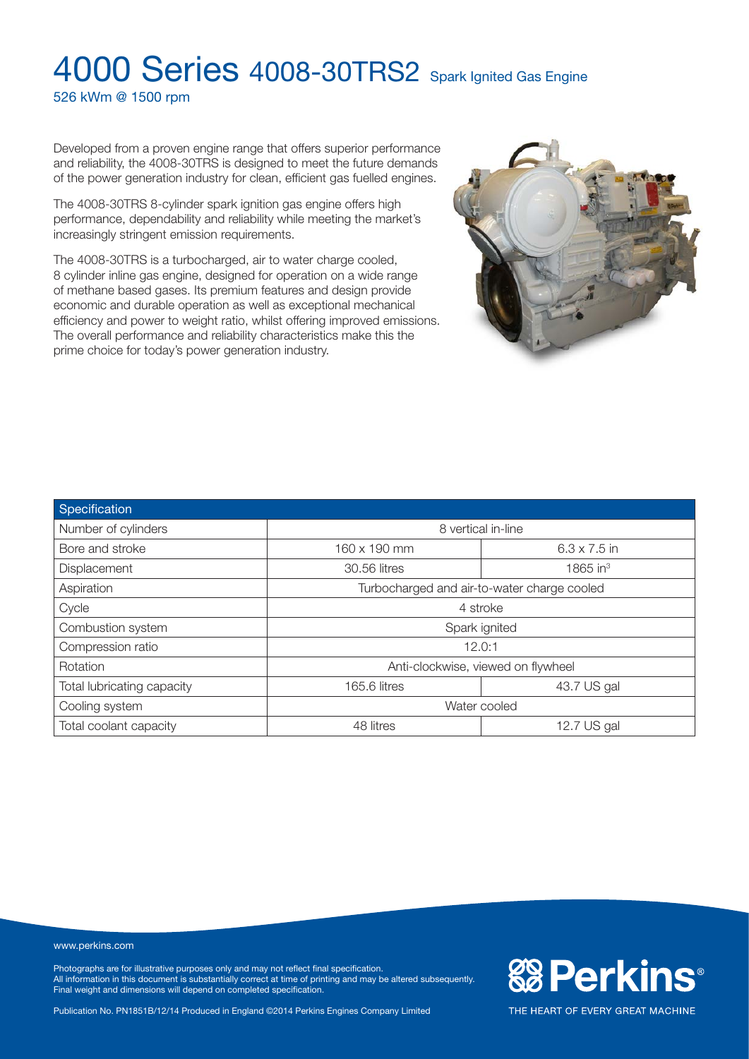# 4000 Series 4008-30TRS2 Spark Ignited Gas Engine

526 kWm @ 1500 rpm

Developed from a proven engine range that offers superior performance and reliability, the 4008-30TRS is designed to meet the future demands of the power generation industry for clean, efficient gas fuelled engines.

The 4008-30TRS 8-cylinder spark ignition gas engine offers high performance, dependability and reliability while meeting the market's increasingly stringent emission requirements.

The 4008-30TRS is a turbocharged, air to water charge cooled, 8 cylinder inline gas engine, designed for operation on a wide range of methane based gases. Its premium features and design provide economic and durable operation as well as exceptional mechanical efficiency and power to weight ratio, whilst offering improved emissions. The overall performance and reliability characteristics make this the prime choice for today's power generation industry.

| Specification | | |
|---|---|---|
| Number of cylinders | 8 vertical in-line | |
| Bore and stroke | 160 x 190 mm | 6.3 x 7.5 in |
| Displacement | 30.56 litres | 1865 $in^3$ |
| Aspiration | Turbocharged and air-to-water charge cooled | |
| Cycle | 4 stroke | |
| Combustion system | Spark ignited | |
| Compression ratio | 12.0:1 | |
| Rotation | Anti-clockwise, viewed on flywheel | |
| Total lubricating capacity | 165.6 litres | 43.7 US gal |
| Cooling system | Water cooled | |
| Total coolant capacity | 48 litres | 12.7 US gal |

www.perkins.com

Photographs are for illustrative purposes only and may not reflect final specification.
All information in this document is substantially correct at time of printing and may be altered subsequently.
Final weight and dimensions will depend on completed specification.

Publication No. PN1851B/12/14 Produced in England ©2014 Perkins Engines Company Limited

Perkins®

THE HEART OF EVERY GREAT MACHINE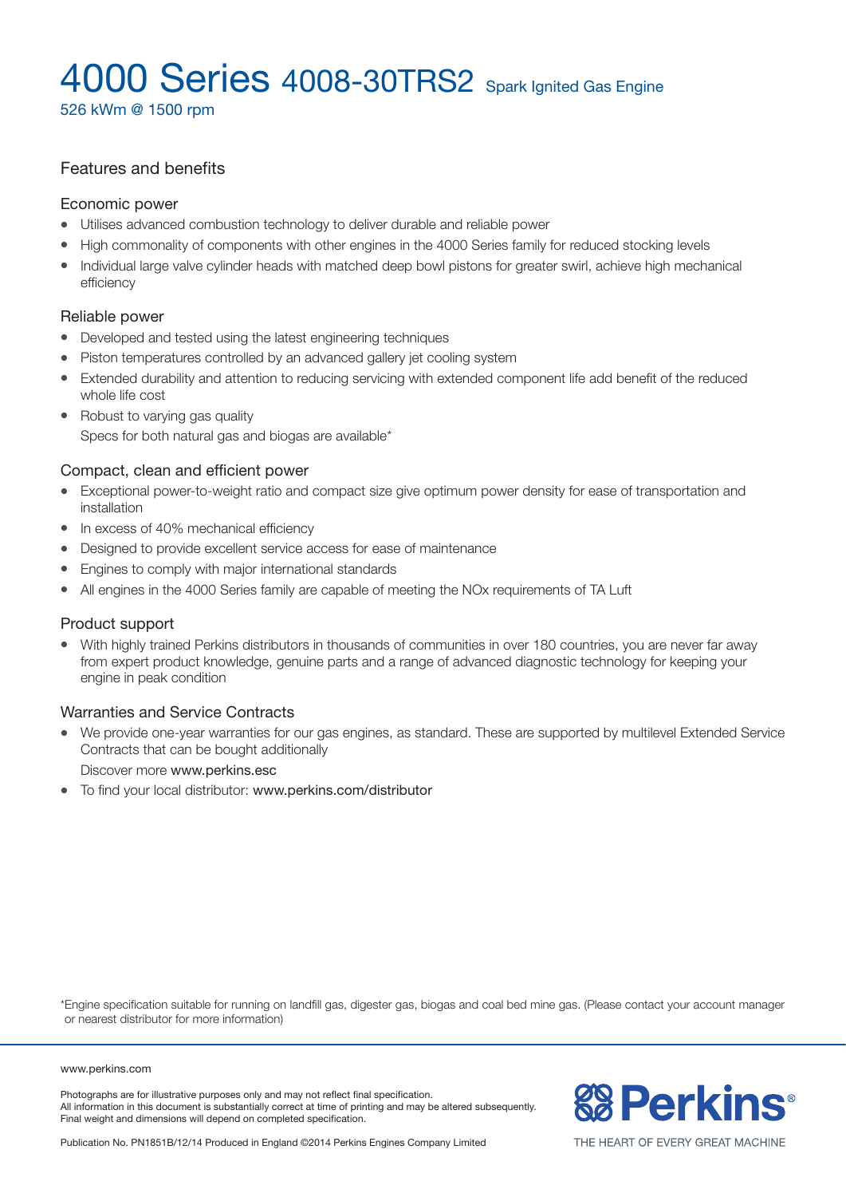# 4000 Series 4008-30TRS2 Spark Ignited Gas Engine

526 kWm @ 1500 rpm

## Features and benefits

### Economic power

- Utilises advanced combustion technology to deliver durable and reliable power
- High commonality of components with other engines in the 4000 Series family for reduced stocking levels
- Individual large valve cylinder heads with matched deep bowl pistons for greater swirl, achieve high mechanical efficiency

### Reliable power

- Developed and tested using the latest engineering techniques
- Piston temperatures controlled by an advanced gallery jet cooling system
- Extended durability and attention to reducing servicing with extended component life add benefit of the reduced whole life cost
- Robust to varying gas quality
  Specs for both natural gas and biogas are available*

### Compact, clean and efficient power

- Exceptional power-to-weight ratio and compact size give optimum power density for ease of transportation and installation
- In excess of 40% mechanical efficiency
- Designed to provide excellent service access for ease of maintenance
- Engines to comply with major international standards
- All engines in the 4000 Series family are capable of meeting the NOx requirements of TA Luft

### Product support

- With highly trained Perkins distributors in thousands of communities in over 180 countries, you are never far away from expert product knowledge, genuine parts and a range of advanced diagnostic technology for keeping your engine in peak condition

### Warranties and Service Contracts

- We provide one-year warranties for our gas engines, as standard. These are supported by multilevel Extended Service Contracts that can be bought additionally
  Discover more www.perkins.esc
- To find your local distributor: www.perkins.com/distributor

*Engine specification suitable for running on landfill gas, digester gas, biogas and coal bed mine gas. (Please contact your account manager or nearest distributor for more information)

www.perkins.com

Photographs are for illustrative purposes only and may not reflect final specification.
All information in this document is substantially correct at time of printing and may be altered subsequently.
Final weight and dimensions will depend on completed specification.

Publication No. PN1851B/12/14 Produced in England ©2014 Perkins Engines Company Limited

Perkins®
THE HEART OF EVERY GREAT MACHINE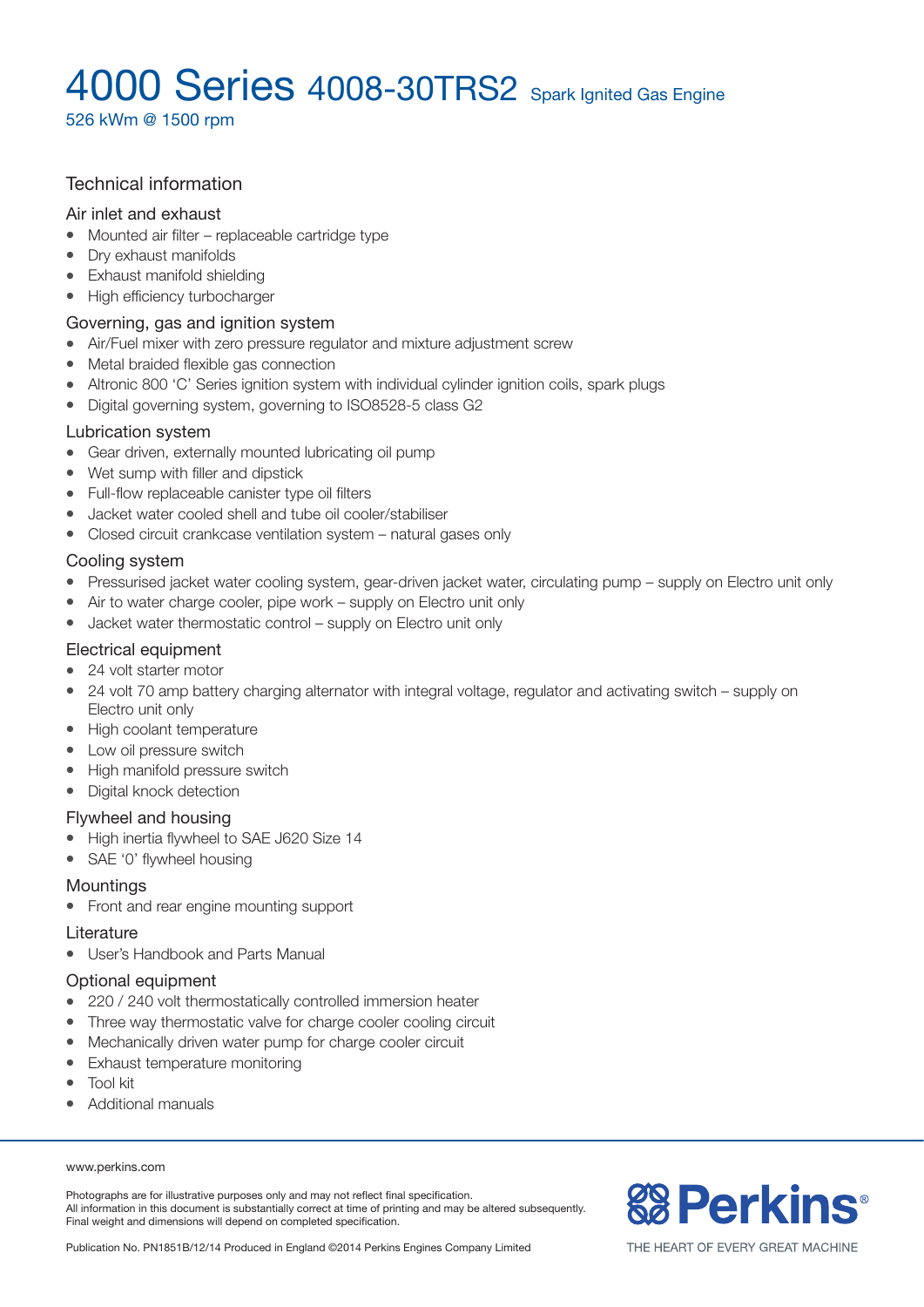# 4000 Series 4008-30TRS2 Spark Ignited Gas Engine

526 kWm @ 1500 rpm

## Technical information

### Air inlet and exhaust

- Mounted air filter – replaceable cartridge type
- Dry exhaust manifolds
- Exhaust manifold shielding
- High efficiency turbocharger

### Governing, gas and ignition system

- Air/Fuel mixer with zero pressure regulator and mixture adjustment screw
- Metal braided flexible gas connection
- Altronic 800 'C' Series ignition system with individual cylinder ignition coils, spark plugs
- Digital governing system, governing to ISO8528-5 class G2

### Lubrication system

- Gear driven, externally mounted lubricating oil pump
- Wet sump with filler and dipstick
- Full-flow replaceable canister type oil filters
- Jacket water cooled shell and tube oil cooler/stabiliser
- Closed circuit crankcase ventilation system – natural gases only

### Cooling system

- Pressurised jacket water cooling system, gear-driven jacket water, circulating pump – supply on Electro unit only
- Air to water charge cooler, pipe work – supply on Electro unit only
- Jacket water thermostatic control – supply on Electro unit only

### Electrical equipment

- 24 volt starter motor
- 24 volt 70 amp battery charging alternator with integral voltage, regulator and activating switch – supply on Electro unit only
- High coolant temperature
- Low oil pressure switch
- High manifold pressure switch
- Digital knock detection

### Flywheel and housing

- High inertia flywheel to SAE J620 Size 14
- SAE '0' flywheel housing

### Mountings

- Front and rear engine mounting support

### Literature

- User's Handbook and Parts Manual

### Optional equipment

- 220 / 240 volt thermostatically controlled immersion heater
- Three way thermostatic valve for charge cooler cooling circuit
- Mechanically driven water pump for charge cooler circuit
- Exhaust temperature monitoring
- Tool kit
- Additional manuals

www.perkins.com

Photographs are for illustrative purposes only and may not reflect final specification.
All information in this document is substantially correct at time of printing and may be altered subsequently.
Final weight and dimensions will depend on completed specification.

Publication No. PN1851B/12/14 Produced in England ©2014 Perkins Engines Company Limited

Perkins®
THE HEART OF EVERY GREAT MACHINE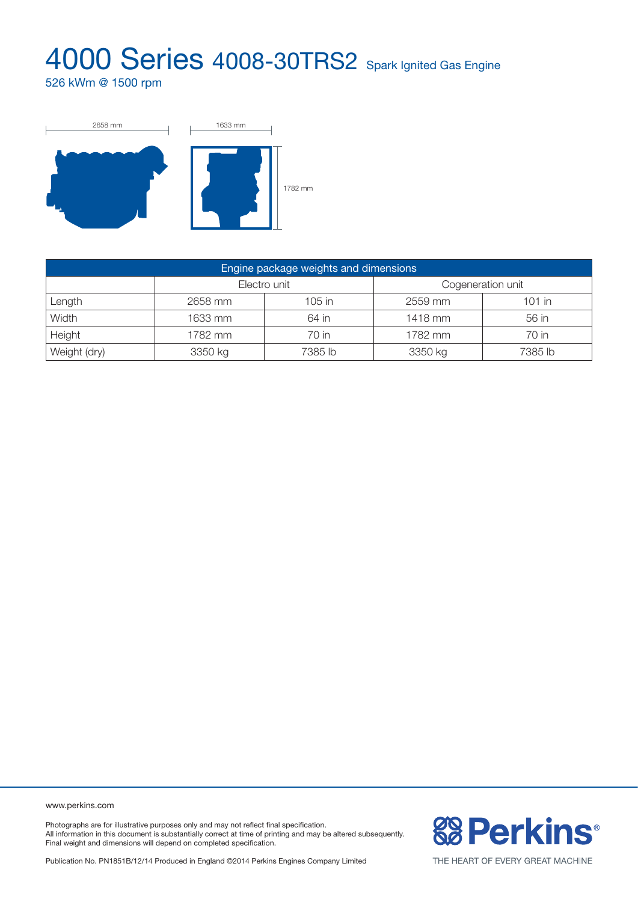# 4000 Series 4008-30TRS2 Spark Ignited Gas Engine

526 kWm @ 1500 rpm

2658 mm

1633 mm

1782 mm

| Engine package weights and dimensions | | | | |
|---|---|---|---|---|
| | Electro unit | | Cogeneration unit | |
| Length | 2658 mm | 105 in | 2559 mm | 101 in |
| Width | 1633 mm | 64 in | 1418 mm | 56 in |
| Height | 1782 mm | 70 in | 1782 mm | 70 in |
| Weight (dry) | 3350 kg | 7385 lb | 3350 kg | 7385 lb |

www.perkins.com

Photographs are for illustrative purposes only and may not reflect final specification.
All information in this document is substantially correct at time of printing and may be altered subsequently.
Final weight and dimensions will depend on completed specification.

Publication No. PN1851B/12/14 Produced in England ©2014 Perkins Engines Company Limited

Perkins®

THE HEART OF EVERY GREAT MACHINE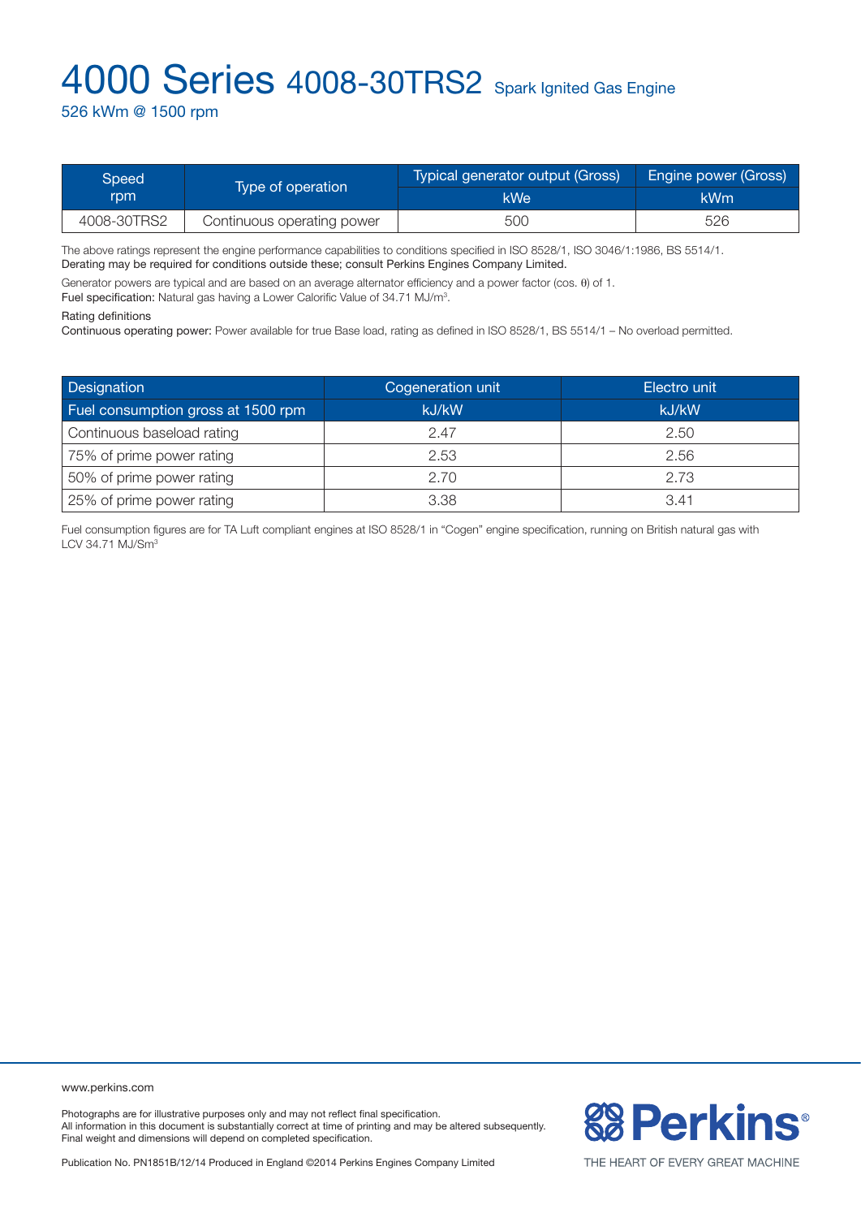# 4000 Series 4008-30TRS2 Spark Ignited Gas Engine

526 kWm @ 1500 rpm

| Speed rpm | Type of operation | Typical generator output (Gross) | Engine power (Gross) |
|---|---|---|---|
| | | kWe | kWm |
| 4008-30TRS2 | Continuous operating power | 500 | 526 |

The above ratings represent the engine performance capabilities to conditions specified in ISO 8528/1, ISO 3046/1:1986, BS 5514/1.
Derating may be required for conditions outside these; consult Perkins Engines Company Limited.

Generator powers are typical and are based on an average alternator efficiency and a power factor (cos. θ) of 1.
Fuel specification: Natural gas having a Lower Calorific Value of 34.71 MJ/m³.

Rating definitions
Continuous operating power: Power available for true Base load, rating as defined in ISO 8528/1, BS 5514/1 – No overload permitted.

| Designation | Cogeneration unit | Electro unit |
|---|---|---|
| Fuel consumption gross at 1500 rpm | kJ/kW | kJ/kW |
| Continuous baseload rating | 2.47 | 2.50 |
| 75% of prime power rating | 2.53 | 2.56 |
| 50% of prime power rating | 2.70 | 2.73 |
| 25% of prime power rating | 3.38 | 3.41 |

Fuel consumption figures are for TA Luft compliant engines at ISO 8528/1 in "Cogen" engine specification, running on British natural gas with LCV 34.71 MJ/Sm³

www.perkins.com

Photographs are for illustrative purposes only and may not reflect final specification.
All information in this document is substantially correct at time of printing and may be altered subsequently.
Final weight and dimensions will depend on completed specification.

Publication No. PN1851B/12/14 Produced in England ©2014 Perkins Engines Company Limited

Perkins®

THE HEART OF EVERY GREAT MACHINE